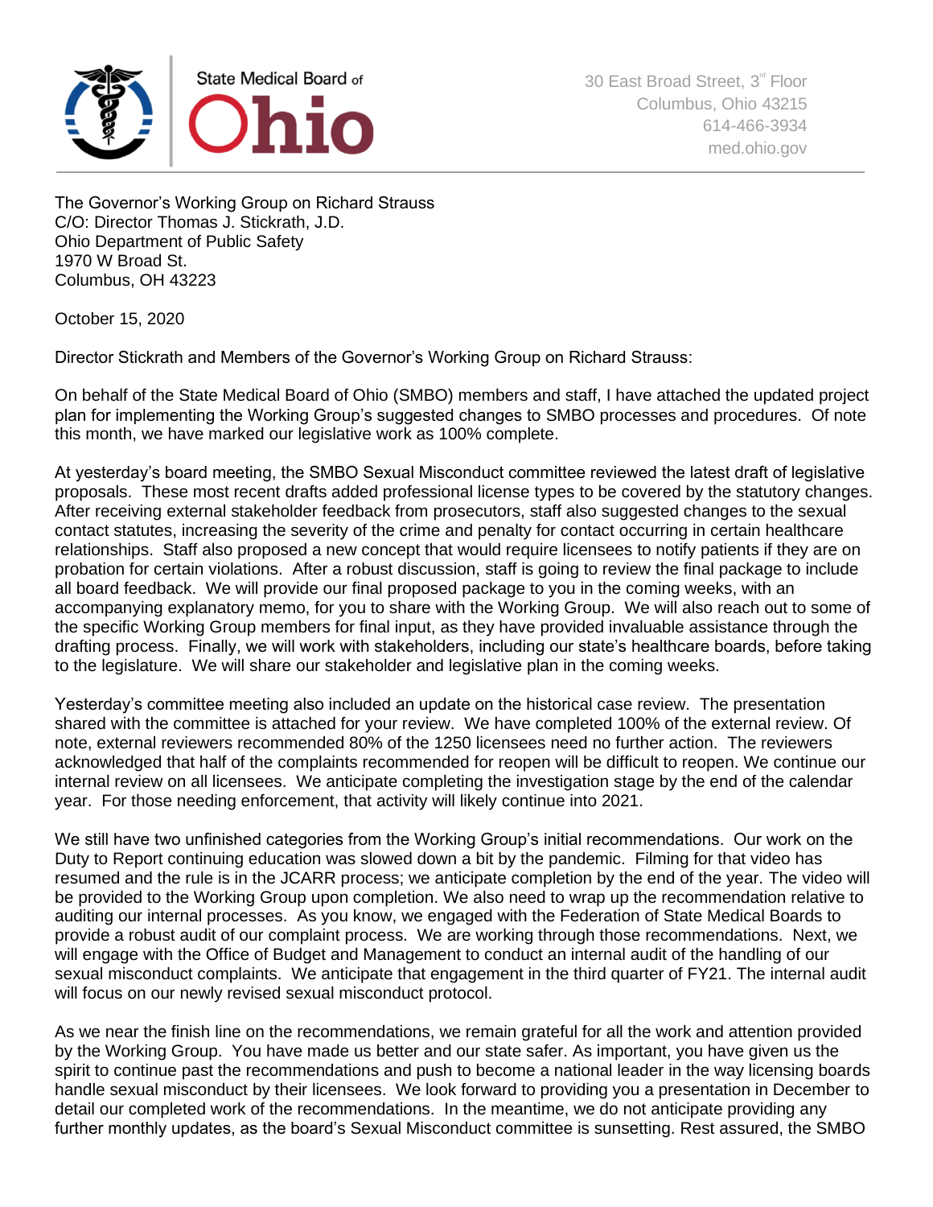State Medical Board of **Ohio**

30 East Broad Street, 3rd Floor
Columbus, Ohio 43215
614-466-3934
med.ohio.gov

The Governor's Working Group on Richard Strauss
C/O: Director Thomas J. Stickrath, J.D.
Ohio Department of Public Safety
1970 W Broad St.
Columbus, OH 43223

October 15, 2020

Director Stickrath and Members of the Governor's Working Group on Richard Strauss:

On behalf of the State Medical Board of Ohio (SMBO) members and staff, I have attached the updated project plan for implementing the Working Group's suggested changes to SMBO processes and procedures. Of note this month, we have marked our legislative work as 100% complete.

At yesterday's board meeting, the SMBO Sexual Misconduct committee reviewed the latest draft of legislative proposals. These most recent drafts added professional license types to be covered by the statutory changes. After receiving external stakeholder feedback from prosecutors, staff also suggested changes to the sexual contact statutes, increasing the severity of the crime and penalty for contact occurring in certain healthcare relationships. Staff also proposed a new concept that would require licensees to notify patients if they are on probation for certain violations. After a robust discussion, staff is going to review the final package to include all board feedback. We will provide our final proposed package to you in the coming weeks, with an accompanying explanatory memo, for you to share with the Working Group. We will also reach out to some of the specific Working Group members for final input, as they have provided invaluable assistance through the drafting process. Finally, we will work with stakeholders, including our state's healthcare boards, before taking to the legislature. We will share our stakeholder and legislative plan in the coming weeks.

Yesterday's committee meeting also included an update on the historical case review. The presentation shared with the committee is attached for your review. We have completed 100% of the external review. Of note, external reviewers recommended 80% of the 1250 licensees need no further action. The reviewers acknowledged that half of the complaints recommended for reopen will be difficult to reopen. We continue our internal review on all licensees. We anticipate completing the investigation stage by the end of the calendar year. For those needing enforcement, that activity will likely continue into 2021.

We still have two unfinished categories from the Working Group's initial recommendations. Our work on the Duty to Report continuing education was slowed down a bit by the pandemic. Filming for that video has resumed and the rule is in the JCARR process; we anticipate completion by the end of the year. The video will be provided to the Working Group upon completion. We also need to wrap up the recommendation relative to auditing our internal processes. As you know, we engaged with the Federation of State Medical Boards to provide a robust audit of our complaint process. We are working through those recommendations. Next, we will engage with the Office of Budget and Management to conduct an internal audit of the handling of our sexual misconduct complaints. We anticipate that engagement in the third quarter of FY21. The internal audit will focus on our newly revised sexual misconduct protocol.

As we near the finish line on the recommendations, we remain grateful for all the work and attention provided by the Working Group. You have made us better and our state safer. As important, you have given us the spirit to continue past the recommendations and push to become a national leader in the way licensing boards handle sexual misconduct by their licensees. We look forward to providing you a presentation in December to detail our completed work of the recommendations. In the meantime, we do not anticipate providing any further monthly updates, as the board's Sexual Misconduct committee is sunsetting. Rest assured, the SMBO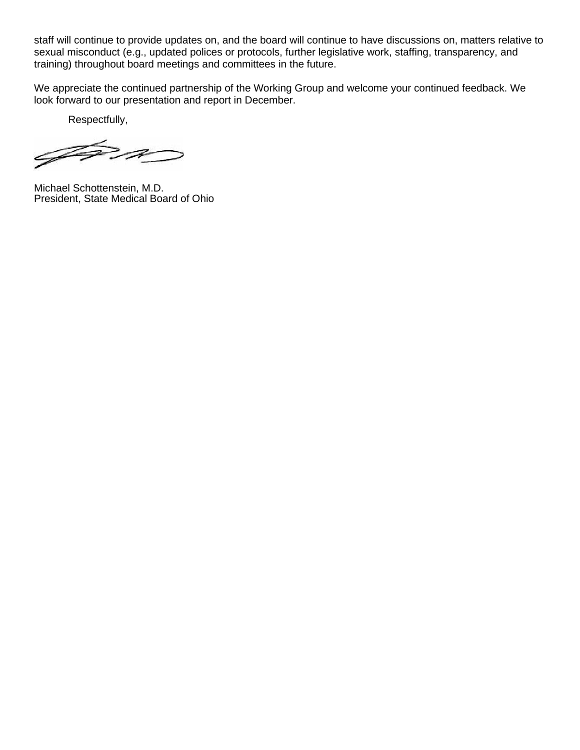staff will continue to provide updates on, and the board will continue to have discussions on, matters relative to sexual misconduct (e.g., updated polices or protocols, further legislative work, staffing, transparency, and training) throughout board meetings and committees in the future.

We appreciate the continued partnership of the Working Group and welcome your continued feedback. We look forward to our presentation and report in December.

Respectfully,

Michael Schottenstein, M.D.
President, State Medical Board of Ohio